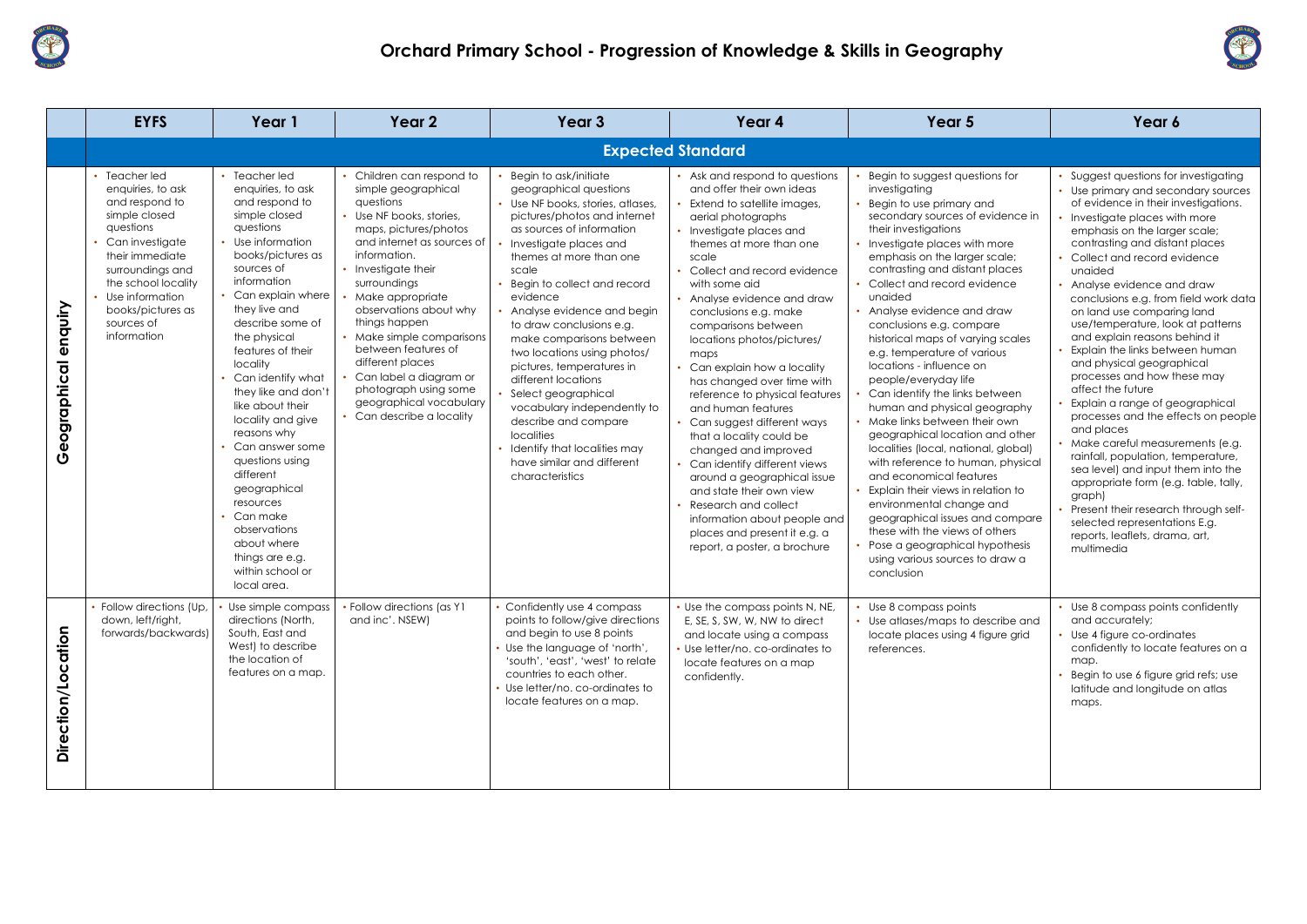# Orchard Primary School - Progression of Knowledge & Skills in Geography

| | EYFS | Year 1 | Year 2 | Year 3 | Year 4 | Year 5 | Year 6 |
|---|---|---|---|---|---|---|---|
| | **Expected Standard** | | | | | | |
| **Geographical enquiry** | • Teacher led enquiries, to ask and respond to simple closed questions<br>• Can investigate their immediate surroundings and the school locality<br>• Use information books/pictures as sources of information | • Teacher led enquiries, to ask and respond to simple closed questions<br>• Use information books/pictures as sources of information<br>• Can explain where they live and describe some of the physical features of their locality<br>• Can identify what they like and don't like about their locality and give reasons why<br>• Can answer some questions using different geographical resources<br>• Can make observations about where things are e.g. within school or local area. | • Children can respond to simple geographical questions<br>• Use NF books, stories, maps, pictures/photos and internet as sources of information.<br>• Investigate their surroundings<br>• Make appropriate observations about why things happen<br>• Make simple comparisons between features of different places<br>• Can label a diagram or photograph using some geographical vocabulary<br>• Can describe a locality | • Begin to ask/initiate geographical questions<br>• Use NF books, stories, atlases, pictures/photos and internet as sources of information<br>• Investigate places and themes at more than one scale<br>• Begin to collect and record evidence<br>• Analyse evidence and begin to draw conclusions e.g. make comparisons between two locations using photos/ pictures, temperatures in different locations<br>• Select geographical vocabulary independently to describe and compare localities<br>• Identify that localities may have similar and different characteristics | • Ask and respond to questions and offer their own ideas<br>• Extend to satellite images, aerial photographs<br>• Investigate places and themes at more than one scale<br>• Collect and record evidence with some aid<br>• Analyse evidence and draw conclusions e.g. make comparisons between locations photos/pictures/ maps<br>• Can explain how a locality has changed over time with reference to physical features and human features<br>• Can suggest different ways that a locality could be changed and improved<br>• Can identify different views around a geographical issue and state their own view<br>• Research and collect information about people and places and present it e.g. a report, a poster, a brochure | • Begin to suggest questions for investigating<br>• Begin to use primary and secondary sources of evidence in their investigations<br>• Investigate places with more emphasis on the larger scale; contrasting and distant places<br>• Collect and record evidence unaided<br>• Analyse evidence and draw conclusions e.g. compare historical maps of varying scales e.g. temperature of various locations - influence on people/everyday life<br>• Can identify the links between human and physical geography<br>• Make links between their own geographical location and other localities (local, national, global) with reference to human, physical and economical features<br>• Explain their views in relation to environmental change and geographical issues and compare these with the views of others<br>• Pose a geographical hypothesis using various sources to draw a conclusion | • Suggest questions for investigating<br>• Use primary and secondary sources of evidence in their investigations.<br>• Investigate places with more emphasis on the larger scale; contrasting and distant places<br>• Collect and record evidence unaided<br>• Analyse evidence and draw conclusions e.g. from field work data on land use comparing land use/temperature, look at patterns and explain reasons behind it<br>• Explain the links between human and physical geographical processes and how these may affect the future<br>• Explain a range of geographical processes and the effects on people and places<br>• Make careful measurements (e.g. rainfall, population, temperature, sea level) and input them into the appropriate form (e.g. table, tally, graph)<br>• Present their research through self-selected representations E.g. reports, leaflets, drama, art, multimedia |
| **Direction/Location** | • Follow directions (Up, down, left/right, forwards/backwards) | • Use simple compass directions (North, South, East and West) to describe the location of features on a map. | • Follow directions (as Y1 and inc'. NSEW) | • Confidently use 4 compass points to follow/give directions and begin to use 8 points<br>• Use the language of 'north', 'south', 'east', 'west' to relate countries to each other.<br>• Use letter/no. co-ordinates to locate features on a map. | • Use the compass points N, NE, E, SE, S, SW, W, NW to direct and locate using a compass<br>• Use letter/no. co-ordinates to locate features on a map confidently. | • Use 8 compass points<br>• Use atlases/maps to describe and locate places using 4 figure grid references. | • Use 8 compass points confidently and accurately;<br>• Use 4 figure co-ordinates confidently to locate features on a map.<br>• Begin to use 6 figure grid refs; use latitude and longitude on atlas maps. |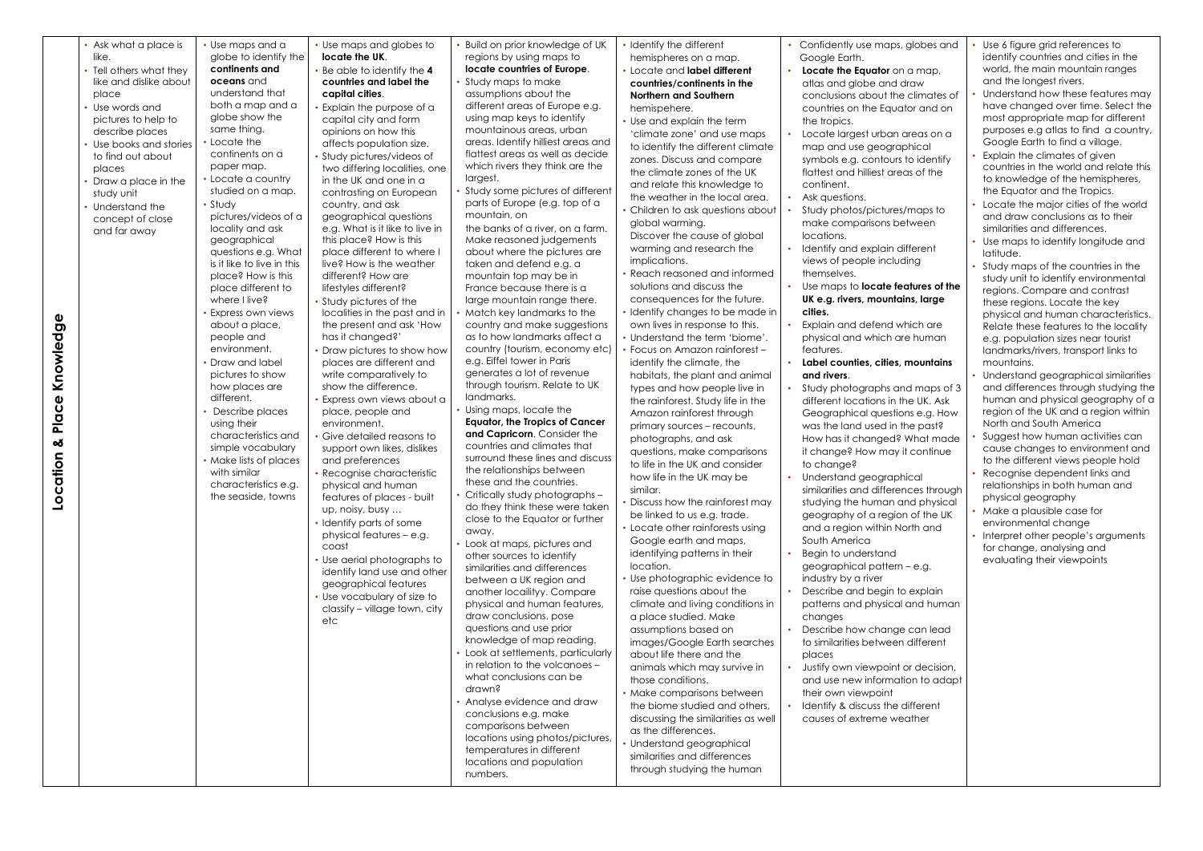| Location & Place Knowledge | | | | | | | |
|---|---|---|---|---|---|---|---|
| | • Ask what a place is like.<br>• Tell others what they like and dislike about place<br>• Use words and pictures to help to describe places<br>• Use books and stories to find out about places<br>• Draw a place in the study unit<br>• Understand the concept of close and far away | • Use maps and a globe to identify the **continents and oceans** and understand that both a map and a globe show the same thing.<br>• Locate the continents on a paper map.<br>• Locate a country studied on a map.<br>• Study pictures/videos of a locality and ask geographical questions e.g. What is it like to live in this place? How is this place different to where I live?<br>• Express own views about a place, people and environment.<br>• Draw and label pictures to show how places are different.<br>• Describe places using their characteristics and simple vocabulary<br>• Make lists of places with similar characteristics e.g. the seaside, towns | • Use maps and globes to **locate the UK**.<br>• Be able to identify the **4 countries and label the capital cities**.<br>• Explain the purpose of a capital city and form opinions on how this affects population size.<br>• Study pictures/videos of two differing localities, one in the UK and one in a contrasting on European country, and ask geographical questions e.g. What is it like to live in this place? How is this place different to where I live? How is the weather different? How are lifestyles different?<br>• Study pictures of the localities in the past and in the present and ask 'How has it changed?'<br>• Draw pictures to show how places are different and write comparatively to show the difference.<br>• Express own views about a place, people and environment.<br>• Give detailed reasons to support own likes, dislikes and preferences<br>• Recognise characteristic physical and human features of places - built up, noisy, busy …<br>• Identify parts of some physical features – e.g. coast<br>• Use aerial photographs to identify land use and other geographical features<br>• Use vocabulary of size to classify – village town, city etc | • Build on prior knowledge of UK regions by using maps to **locate countries of Europe**.<br>• Study maps to make assumptions about the different areas of Europe e.g. using map keys to identify mountainous areas, urban areas. Identify hilliest areas and flattest areas as well as decide which rivers they think are the largest.<br>• Study some pictures of different parts of Europe (e.g. top of a mountain, on the banks of a river, on a farm. Make reasoned judgements about where the pictures are taken and defend e.g. a mountain top may be in France because there is a large mountain range there.<br>• Match key landmarks to the country and make suggestions as to how landmarks affect a country (tourism, economy etc) e.g. Eiffel tower in Paris generates a lot of revenue through tourism. Relate to UK landmarks.<br>• Using maps, locate the **Equator, the Tropics of Cancer and Capricorn**. Consider the countries and climates that surround these lines and discuss the relationships between these and the countries.<br>• Critically study photographs – do they think these were taken close to the Equator or further away.<br>• Look at maps, pictures and other sources to identify similarities and differences between a UK region and another locailityy. Compare physical and human features, draw conclusions, pose questions and use prior knowledge of map reading.<br>• Look at settlements, particularly in relation to the volcanoes – what conclusions can be drawn?<br>• Analyse evidence and draw conclusions e.g. make comparisons between locations using photos/pictures, temperatures in different locations and population numbers. | • Identify the different hemispheres on a map.<br>• Locate and **label different countries/continents in the Northern and Southern** hemisphere.<br>• Use and explain the term 'climate zone' and use maps to identify the different climate zones. Discuss and compare the climate zones of the UK and relate this knowledge to the weather in the local area.<br>• Children to ask questions about global warming. Discover the cause of global warming and research the implications.<br>• Reach reasoned and informed solutions and discuss the consequences for the future.<br>• Identify changes to be made in own lives in response to this.<br>• Understand the term 'biome'.<br>• Focus on Amazon rainforest – identify the climate, the habitats, the plant and animal types and how people live in the rainforest. Study life in the Amazon rainforest through primary sources – recounts, photographs, and ask questions, make comparisons to life in the UK and consider how life in the UK may be similar.<br>• Discuss how the rainforest may be linked to us e.g. trade.<br>• Locate other rainforests using Google earth and maps, identifying patterns in their location.<br>• Use photographic evidence to raise questions about the climate and living conditions in a place studied. Make assumptions based on images/Google Earth searches about life there and the animals which may survive in those conditions.<br>• Make comparisons between the biome studied and others, discussing the similarities as well as the differences.<br>• Understand geographical similarities and differences through studying the human | • Confidently use maps, globes and Google Earth.<br>• **Locate the Equator** on a map, atlas and globe and draw conclusions about the climates of countries on the Equator and on the tropics.<br>• Locate largest urban areas on a map and use geographical symbols e.g. contours to identify flattest and hilliest areas of the continent.<br>• Ask questions.<br>• Study photos/pictures/maps to make comparisons between locations.<br>• Identify and explain different views of people including themselves.<br>• Use maps to **locate features of the UK e.g. rivers, mountains, large cities.**<br>• Explain and defend which are physical and which are human features.<br>• **Label counties, cities, mountains and rivers**.<br>• Study photographs and maps of 3 different locations in the UK. Ask Geographical questions e.g. How was the land used in the past? How has it changed? What made it change? How may it continue to change?<br>• Understand geographical similarities and differences through studying the human and physical geography of a region of the UK and a region within North and South America<br>• Begin to understand geographical pattern – e.g. industry by a river<br>• Describe and begin to explain patterns and physical and human changes<br>• Describe how change can lead to similarities between different places<br>• Justify own viewpoint or decision, and use new information to adapt their own viewpoint<br>• Identify & discuss the different causes of extreme weather | • Use 6 figure grid references to identify countries and cities in the world, the main mountain ranges and the longest rivers.<br>• Understand how these features may have changed over time. Select the most appropriate map for different purposes e.g atlas to find a country, Google Earth to find a village.<br>• Explain the climates of given countries in the world and relate this to knowledge of the hemispheres, the Equator and the Tropics.<br>• Locate the major cities of the world and draw conclusions as to their similarities and differences.<br>• Use maps to identify longitude and latitude.<br>• Study maps of the countries in the study unit to identify environmental regions. Compare and contrast these regions. Locate the key physical and human characteristics. Relate these features to the locality e.g. population sizes near tourist landmarks/rivers, transport links to mountains.<br>• Understand geographical similarities and differences through studying the human and physical geography of a region of the UK and a region within North and South America<br>• Suggest how human activities can cause changes to environment and to the different views people hold<br>• Recognise dependent links and relationships in both human and physical geography<br>• Make a plausible case for environmental change<br>• Interpret other people's arguments for change, analysing and evaluating their viewpoints |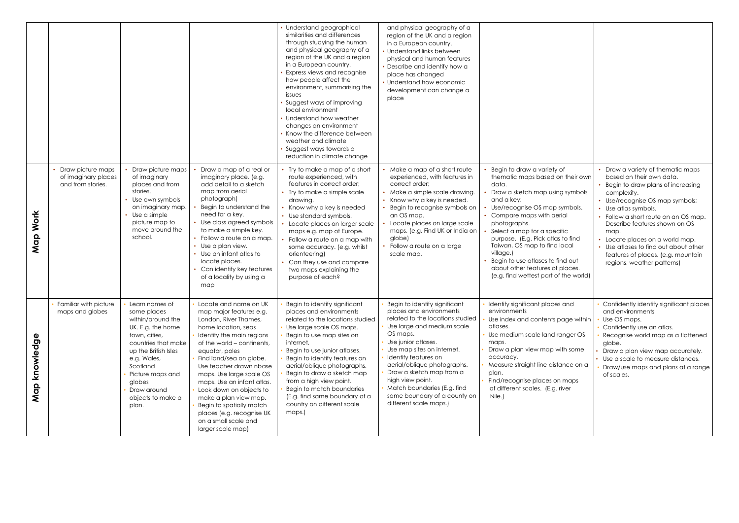| | | | | | | | |
|---|---|---|---|---|---|---|---|
| | | | | • Understand geographical similarities and differences through studying the human and physical geography of a region of the UK and a region in a European country.<br>• Express views and recognise how people affect the environment, summarising the issues<br>• Suggest ways of improving local environment<br>• Understand how weather changes an environment<br>• Know the difference between weather and climate<br>• Suggest ways towards a reduction in climate change | and physical geography of a region of the UK and a region in a European country.<br>• Understand links between physical and human features<br>• Describe and identify how a place has changed<br>• Understand how economic development can change a place | | |
| **Map Work** | • Draw picture maps of imaginary places and from stories. | • Draw picture maps of imaginary places and from stories.<br>• Use own symbols on imaginary map.<br>• Use a simple picture map to move around the school. | • Draw a map of a real or imaginary place. (e.g. add detail to a sketch map from aerial photograph)<br>• Begin to understand the need for a key.<br>• Use class agreed symbols to make a simple key.<br>• Follow a route on a map.<br>• Use a plan view.<br>• Use an infant atlas to locate places.<br>• Can identify key features of a locality by using a map | • Try to make a map of a short route experienced, with features in correct order;<br>• Try to make a simple scale drawing.<br>• Know why a key is needed<br>• Use standard symbols.<br>• Locate places on larger scale maps e.g. map of Europe.<br>• Follow a route on a map with some accuracy. (e.g. whilst orienteering)<br>• Can they use and compare two maps explaining the purpose of each? | • Make a map of a short route experienced, with features in correct order;<br>• Make a simple scale drawing.<br>• Know why a key is needed.<br>• Begin to recognise symbols on an OS map.<br>• Locate places on large scale maps, (e.g. Find UK or India on globe)<br>• Follow a route on a large scale map. | • Begin to draw a variety of thematic maps based on their own data.<br>• Draw a sketch map using symbols and a key;<br>• Use/recognise OS map symbols.<br>• Compare maps with aerial photographs.<br>• Select a map for a specific purpose. (E.g. Pick atlas to find Taiwan, OS map to find local village.)<br>• Begin to use atlases to find out about other features of places. (e.g. find wettest part of the world) | • Draw a variety of thematic maps based on their own data.<br>• Begin to draw plans of increasing complexity.<br>• Use/recognise OS map symbols;<br>• Use atlas symbols.<br>• Follow a short route on an OS map. Describe features shown on OS map.<br>• Locate places on a world map.<br>• Use atlases to find out about other features of places. (e.g. mountain regions, weather patterns) |
| **Map knowledge** | • Familiar with picture maps and globes | • Learn names of some places within/around the UK. E.g. the home town, cities, countries that make up the British Isles e.g. Wales, Scotland<br>• Picture maps and globes<br>• Draw around objects to make a plan. | • Locate and name on UK map major features e.g. London, River Thames, home location, seas<br>• Identify the main regions of the world – continents, equator, poles<br>• Find land/sea on globe. Use teacher drawn nbase maps. Use large scale OS maps. Use an infant atlas.<br>• Look down on objects to make a plan view map.<br>• Begin to spatially match places (e.g. recognise UK on a small scale and larger scale map) | • Begin to identify significant places and environments related to the locations studied<br>• Use large scale OS maps.<br>• Begin to use map sites on internet.<br>• Begin to use junior atlases.<br>• Begin to identify features on aerial/oblique photographs.<br>• Begin to draw a sketch map from a high view point.<br>• Begin to match boundaries (E.g. find same boundary of a country on different scale maps.) | • Begin to identify significant places and environments related to the locations studied<br>• Use large and medium scale OS maps.<br>• Use junior atlases.<br>• Use map sites on internet.<br>• Identify features on aerial/oblique photographs.<br>• Draw a sketch map from a high view point.<br>• Match boundaries (E.g. find same boundary of a county on different scale maps.) | • Identify significant places and environments<br>• Use index and contents page within atlases.<br>• Use medium scale land ranger OS maps.<br>• Draw a plan view map with some accuracy.<br>• Measure straight line distance on a plan.<br>• Find/recognise places on maps of different scales. (E.g. river Nile.) | • Confidently identify significant places and environments<br>• Use OS maps.<br>• Confidently use an atlas.<br>• Recognise world map as a flattened globe.<br>• Draw a plan view map accurately.<br>• Use a scale to measure distances.<br>• Draw/use maps and plans at a range of scales. |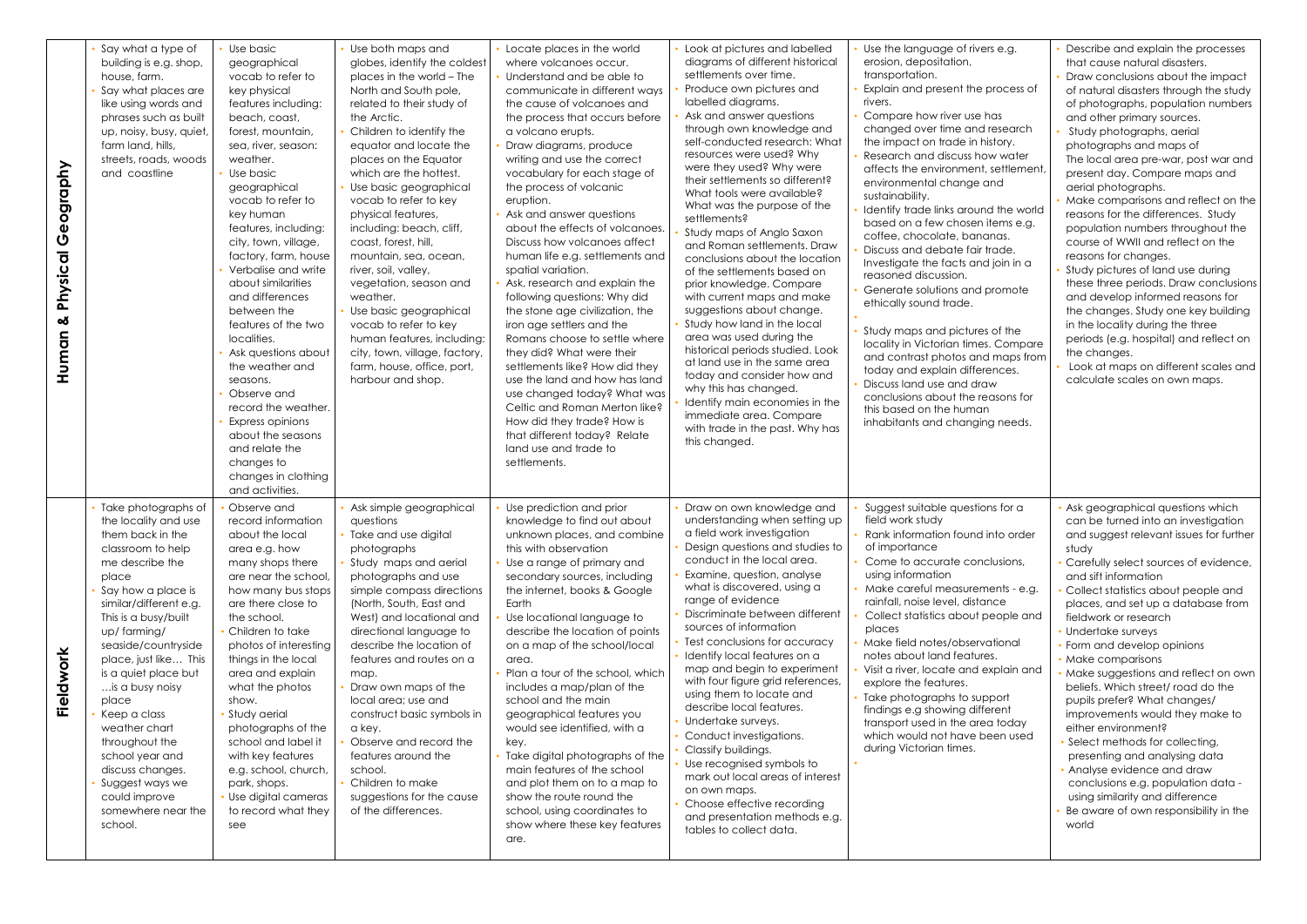| | | | | | | | |
|---|---|---|---|---|---|---|---|
| **Human & Physical Geography** | • Say what a type of building is e.g. shop, house, farm.<br>• Say what places are like using words and phrases such as built up, noisy, busy, quiet, farm land, hills, streets, roads, woods and coastline | • Use basic geographical vocab to refer to key physical features including: beach, coast, forest, mountain, sea, river, season: weather.<br>• Use basic geographical vocab to refer to key human features, including: city, town, village, factory, farm, house<br>• Verbalise and write about similarities and differences between the features of the two localities.<br>• Ask questions about the weather and seasons.<br>• Observe and record the weather.<br>• Express opinions about the seasons and relate the changes to changes in clothing and activities. | • Use both maps and globes, identify the coldest places in the world – The North and South pole, related to their study of the Arctic.<br>• Children to identify the equator and locate the places on the Equator which are the hottest.<br>• Use basic geographical vocab to refer to key physical features, including: beach, cliff, coast, forest, hill, mountain, sea, ocean, river, soil, valley, vegetation, season and weather.<br>• Use basic geographical vocab to refer to key human features, including: city, town, village, factory, farm, house, office, port, harbour and shop. | • Locate places in the world where volcanoes occur.<br>• Understand and be able to communicate in different ways the cause of volcanoes and the process that occurs before a volcano erupts.<br>• Draw diagrams, produce writing and use the correct vocabulary for each stage of the process of volcanic eruption.<br>• Ask and answer questions about the effects of volcanoes. Discuss how volcanoes affect human life e.g. settlements and spatial variation.<br>• Ask, research and explain the following questions: Why did the stone age civilization, the iron age settlers and the Romans choose to settle where they did? What were their settlements like? How did they use the land and how has land use changed today? What was Celtic and Roman Merton like? How did they trade? How is that different today? Relate land use and trade to settlements. | • Look at pictures and labelled diagrams of different historical settlements over time.<br>• Produce own pictures and labelled diagrams.<br>• Ask and answer questions through own knowledge and self-conducted research: What resources were used? Why were they used? Why were their settlements so different? What tools were available? What was the purpose of the settlements?<br>• Study maps of Anglo Saxon and Roman settlements. Draw conclusions about the location of the settlements based on prior knowledge. Compare with current maps and make suggestions about change.<br>• Study how land in the local area was used during the historical periods studied. Look at land use in the same area today and consider how and why this has changed.<br>• Identify main economies in the immediate area. Compare with trade in the past. Why has this changed. | • Use the language of rivers e.g. erosion, depositation, transportation.<br>• Explain and present the process of rivers.<br>• Compare how river use has changed over time and research the impact on trade in history.<br>• Research and discuss how water affects the environment, settlement, environmental change and sustainability.<br>• Identify trade links around the world based on a few chosen items e.g. coffee, chocolate, bananas.<br>• Discuss and debate fair trade. Investigate the facts and join in a reasoned discussion.<br>• Generate solutions and promote ethically sound trade.<br>•<br>• Study maps and pictures of the locality in Victorian times. Compare and contrast photos and maps from today and explain differences.<br>• Discuss land use and draw conclusions about the reasons for this based on the human inhabitants and changing needs. | • Describe and explain the processes that cause natural disasters.<br>• Draw conclusions about the impact of natural disasters through the study of photographs, population numbers and other primary sources.<br>• Study photographs, aerial photographs and maps of The local area pre-war, post war and present day. Compare maps and aerial photographs.<br>• Make comparisons and reflect on the reasons for the differences. Study population numbers throughout the course of WWII and reflect on the reasons for changes.<br>• Study pictures of land use during these three periods. Draw conclusions and develop informed reasons for the changes. Study one key building in the locality during the three periods (e.g. hospital) and reflect on the changes.<br>• Look at maps on different scales and calculate scales on own maps. |
| **Fieldwork** | • Take photographs of the locality and use them back in the classroom to help me describe the place<br>• Say how a place is similar/different e.g. This is a busy/built up/ farming/ seaside/countryside place, just like… This is a quiet place but …is a busy noisy place<br>• Keep a class weather chart throughout the school year and discuss changes.<br>• Suggest ways we could improve somewhere near the school. | • Observe and record information about the local area e.g. how many shops there are near the school, how many bus stops are there close to the school.<br>• Children to take photos of interesting things in the local area and explain what the photos show.<br>• Study aerial photographs of the school and label it with key features e.g. school, church, park, shops.<br>• Use digital cameras to record what they see | • Ask simple geographical questions<br>• Take and use digital photographs<br>• Study maps and aerial photographs and use simple compass directions (North, South, East and West) and locational and directional language to describe the location of features and routes on a map.<br>• Draw own maps of the local area; use and construct basic symbols in a key.<br>• Observe and record the features around the school.<br>• Children to make suggestions for the cause of the differences. | • Use prediction and prior knowledge to find out about unknown places, and combine this with observation<br>• Use a range of primary and secondary sources, including the internet, books & Google Earth<br>• Use locational language to describe the location of points on a map of the school/local area.<br>• Plan a tour of the school, which includes a map/plan of the school and the main geographical features you would see identified, with a key.<br>• Take digital photographs of the main features of the school and plot them on to a map to show the route round the school, using coordinates to show where these key features are. | • Draw on own knowledge and understanding when setting up a field work investigation<br>• Design questions and studies to conduct in the local area.<br>• Examine, question, analyse what is discovered, using a range of evidence<br>• Discriminate between different sources of information<br>• Test conclusions for accuracy<br>• Identify local features on a map and begin to experiment with four figure grid references, using them to locate and describe local features.<br>• Undertake surveys.<br>• Conduct investigations.<br>• Classify buildings.<br>• Use recognised symbols to mark out local areas of interest on own maps.<br>• Choose effective recording and presentation methods e.g. tables to collect data. | • Suggest suitable questions for a field work study<br>• Rank information found into order of importance<br>• Come to accurate conclusions, using information<br>• Make careful measurements - e.g. rainfall, noise level, distance<br>• Collect statistics about people and places<br>• Make field notes/observational notes about land features.<br>• Visit a river, locate and explain and explore the features.<br>• Take photographs to support findings e.g showing different transport used in the area today which would not have been used during Victorian times.<br>• | • Ask geographical questions which can be turned into an investigation and suggest relevant issues for further study<br>• Carefully select sources of evidence, and sift information<br>• Collect statistics about people and places, and set up a database from fieldwork or research<br>• Undertake surveys<br>• Form and develop opinions<br>• Make comparisons<br>• Make suggestions and reflect on own beliefs. Which street/ road do the pupils prefer? What changes/ improvements would they make to either environment?<br>• Select methods for collecting, presenting and analysing data<br>• Analyse evidence and draw conclusions e.g. population data - using similarity and difference<br>• Be aware of own responsibility in the world |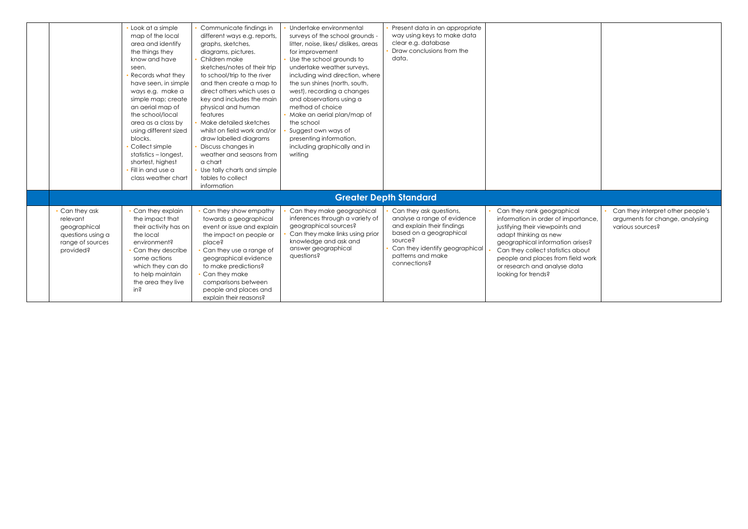| | | | | | | | |
|---|---|---|---|---|---|---|---|
| | | • Look at a simple map of the local area and identify the things they know and have seen.<br>• Records what they have seen, in simple ways e.g. make a simple map; create an aerial map of the school/local area as a class by using different sized blocks.<br>• Collect simple statistics – longest, shortest, highest<br>• Fill in and use a class weather chart | • Communicate findings in different ways e.g. reports, graphs, sketches, diagrams, pictures.<br>• Children make sketches/notes of their trip to school/trip to the river and then create a map to direct others which uses a key and includes the main physical and human features<br>• Make detailed sketches whilst on field work and/or draw labelled diagrams<br>• Discuss changes in weather and seasons from a chart<br>• Use tally charts and simple tables to collect information | • Undertake environmental surveys of the school grounds - litter, noise, likes/ dislikes, areas for improvement<br>• Use the school grounds to undertake weather surveys, including wind direction, where the sun shines (north, south, west), recording a changes and observations using a method of choice<br>• Make an aerial plan/map of the school<br>• Suggest own ways of presenting information, including graphically and in writing | • Present data in an appropriate way using keys to make data clear e.g. database<br>• Draw conclusions from the data. | | |
| | **Greater Depth Standard** | | | | | | |
| | • Can they ask relevant geographical questions using a range of sources provided? | • Can they explain the impact that their activity has on the local environment?<br>• Can they describe some actions which they can do to help maintain the area they live in? | • Can they show empathy towards a geographical event or issue and explain the impact on people or place?<br>• Can they use a range of geographical evidence to make predictions?<br>• Can they make comparisons between people and places and explain their reasons? | • Can they make geographical inferences through a variety of geographical sources?<br>• Can they make links using prior knowledge and ask and answer geographical questions? | • Can they ask questions, analyse a range of evidence and explain their findings based on a geographical source?<br>• Can they identify geographical patterns and make connections? | • Can they rank geographical information in order of importance, justifying their viewpoints and adapt thinking as new geographical information arises?<br>• Can they collect statistics about people and places from field work or research and analyse data looking for trends? | • Can they interpret other people's arguments for change, analysing various sources? |